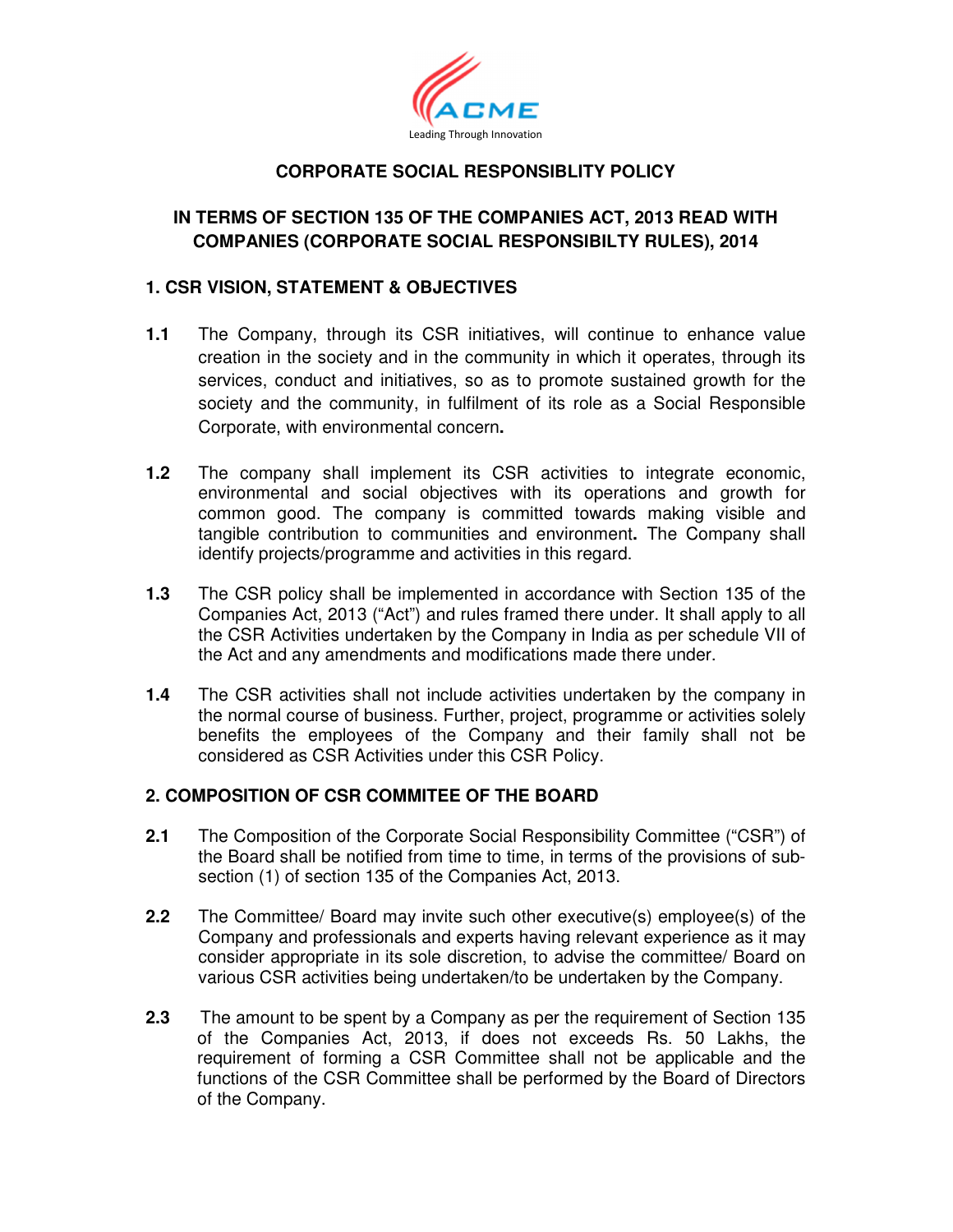**CORPORATE SOCIAL RESPONSIBLITY POLICY**

**IN TERMS OF SECTION 135 OF THE COMPANIES ACT, 2013 READ WITH COMPANIES (CORPORATE SOCIAL RESPONSIBILTY RULES), 2014**

## 1. CSR VISION, STATEMENT & OBJECTIVES

**1.1** The Company, through its CSR initiatives, will continue to enhance value creation in the society and in the community in which it operates, through its services, conduct and initiatives, so as to promote sustained growth for the society and the community, in fulfilment of its role as a Social Responsible Corporate, with environmental concern**.**

**1.2** The company shall implement its CSR activities to integrate economic, environmental and social objectives with its operations and growth for common good. The company is committed towards making visible and tangible contribution to communities and environment**.** The Company shall identify projects/programme and activities in this regard.

**1.3** The CSR policy shall be implemented in accordance with Section 135 of the Companies Act, 2013 ("Act") and rules framed there under. It shall apply to all the CSR Activities undertaken by the Company in India as per schedule VII of the Act and any amendments and modifications made there under.

**1.4** The CSR activities shall not include activities undertaken by the company in the normal course of business. Further, project, programme or activities solely benefits the employees of the Company and their family shall not be considered as CSR Activities under this CSR Policy.

## 2. COMPOSITION OF CSR COMMITEE OF THE BOARD

**2.1** The Composition of the Corporate Social Responsibility Committee ("CSR") of the Board shall be notified from time to time, in terms of the provisions of sub-section (1) of section 135 of the Companies Act, 2013.

**2.2** The Committee/ Board may invite such other executive(s) employee(s) of the Company and professionals and experts having relevant experience as it may consider appropriate in its sole discretion, to advise the committee/ Board on various CSR activities being undertaken/to be undertaken by the Company.

**2.3** The amount to be spent by a Company as per the requirement of Section 135 of the Companies Act, 2013, if does not exceeds Rs. 50 Lakhs, the requirement of forming a CSR Committee shall not be applicable and the functions of the CSR Committee shall be performed by the Board of Directors of the Company.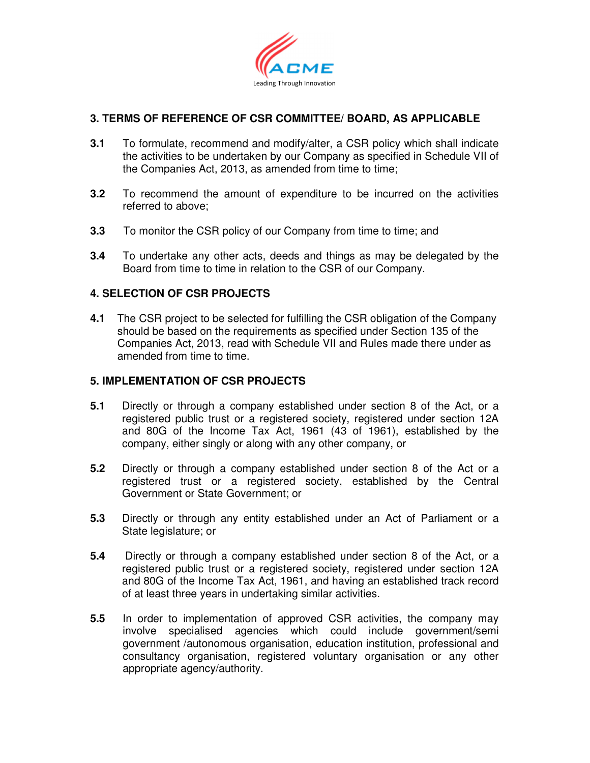## 3. TERMS OF REFERENCE OF CSR COMMITTEE/ BOARD, AS APPLICABLE

**3.1** To formulate, recommend and modify/alter, a CSR policy which shall indicate the activities to be undertaken by our Company as specified in Schedule VII of the Companies Act, 2013, as amended from time to time;

**3.2** To recommend the amount of expenditure to be incurred on the activities referred to above;

**3.3** To monitor the CSR policy of our Company from time to time; and

**3.4** To undertake any other acts, deeds and things as may be delegated by the Board from time to time in relation to the CSR of our Company.

## 4. SELECTION OF CSR PROJECTS

**4.1** The CSR project to be selected for fulfilling the CSR obligation of the Company should be based on the requirements as specified under Section 135 of the Companies Act, 2013, read with Schedule VII and Rules made there under as amended from time to time.

## 5. IMPLEMENTATION OF CSR PROJECTS

**5.1** Directly or through a company established under section 8 of the Act, or a registered public trust or a registered society, registered under section 12A and 80G of the Income Tax Act, 1961 (43 of 1961), established by the company, either singly or along with any other company, or

**5.2** Directly or through a company established under section 8 of the Act or a registered trust or a registered society, established by the Central Government or State Government; or

**5.3** Directly or through any entity established under an Act of Parliament or a State legislature; or

**5.4** Directly or through a company established under section 8 of the Act, or a registered public trust or a registered society, registered under section 12A and 80G of the Income Tax Act, 1961, and having an established track record of at least three years in undertaking similar activities.

**5.5** In order to implementation of approved CSR activities, the company may involve specialised agencies which could include government/semi government /autonomous organisation, education institution, professional and consultancy organisation, registered voluntary organisation or any other appropriate agency/authority.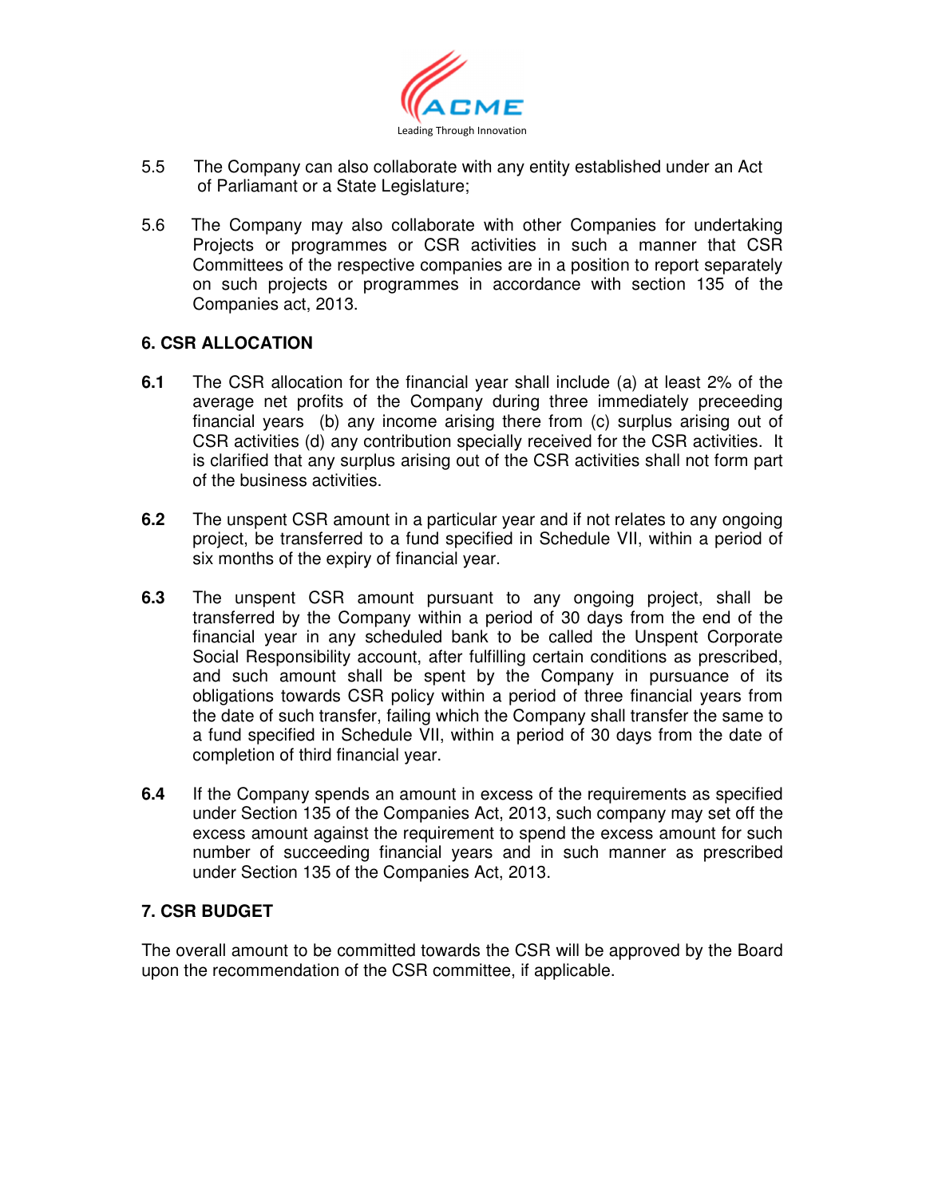5.5 The Company can also collaborate with any entity established under an Act of Parliamant or a State Legislature;

5.6 The Company may also collaborate with other Companies for undertaking Projects or programmes or CSR activities in such a manner that CSR Committees of the respective companies are in a position to report separately on such projects or programmes in accordance with section 135 of the Companies act, 2013.

## 6. CSR ALLOCATION

**6.1** The CSR allocation for the financial year shall include (a) at least 2% of the average net profits of the Company during three immediately preceeding financial years (b) any income arising there from (c) surplus arising out of CSR activities (d) any contribution specially received for the CSR activities. It is clarified that any surplus arising out of the CSR activities shall not form part of the business activities.

**6.2** The unspent CSR amount in a particular year and if not relates to any ongoing project, be transferred to a fund specified in Schedule VII, within a period of six months of the expiry of financial year.

**6.3** The unspent CSR amount pursuant to any ongoing project, shall be transferred by the Company within a period of 30 days from the end of the financial year in any scheduled bank to be called the Unspent Corporate Social Responsibility account, after fulfilling certain conditions as prescribed, and such amount shall be spent by the Company in pursuance of its obligations towards CSR policy within a period of three financial years from the date of such transfer, failing which the Company shall transfer the same to a fund specified in Schedule VII, within a period of 30 days from the date of completion of third financial year.

**6.4** If the Company spends an amount in excess of the requirements as specified under Section 135 of the Companies Act, 2013, such company may set off the excess amount against the requirement to spend the excess amount for such number of succeeding financial years and in such manner as prescribed under Section 135 of the Companies Act, 2013.

## 7. CSR BUDGET

The overall amount to be committed towards the CSR will be approved by the Board upon the recommendation of the CSR committee, if applicable.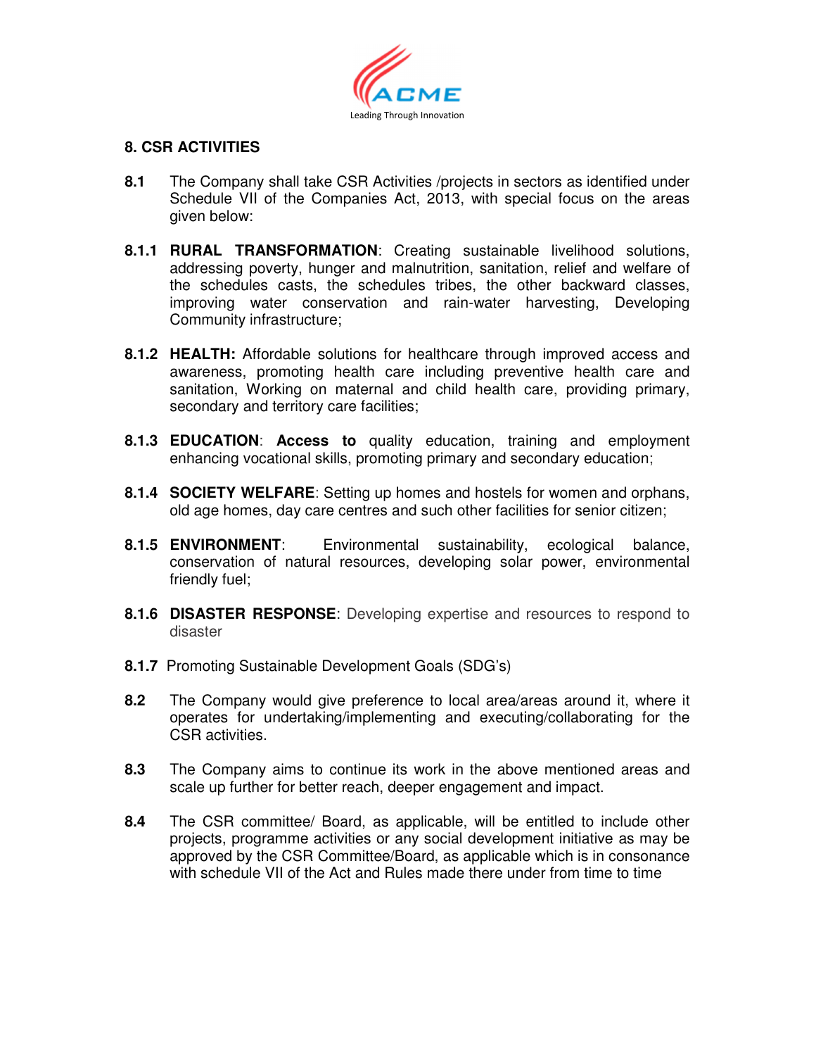## 8. CSR ACTIVITIES

**8.1** The Company shall take CSR Activities /projects in sectors as identified under Schedule VII of the Companies Act, 2013, with special focus on the areas given below:

**8.1.1 RURAL TRANSFORMATION**: Creating sustainable livelihood solutions, addressing poverty, hunger and malnutrition, sanitation, relief and welfare of the schedules casts, the schedules tribes, the other backward classes, improving water conservation and rain-water harvesting, Developing Community infrastructure;

**8.1.2 HEALTH:** Affordable solutions for healthcare through improved access and awareness, promoting health care including preventive health care and sanitation, Working on maternal and child health care, providing primary, secondary and territory care facilities;

**8.1.3 EDUCATION**: **Access to** quality education, training and employment enhancing vocational skills, promoting primary and secondary education;

**8.1.4 SOCIETY WELFARE**: Setting up homes and hostels for women and orphans, old age homes, day care centres and such other facilities for senior citizen;

**8.1.5 ENVIRONMENT**: Environmental sustainability, ecological balance, conservation of natural resources, developing solar power, environmental friendly fuel;

**8.1.6 DISASTER RESPONSE**: Developing expertise and resources to respond to disaster

**8.1.7** Promoting Sustainable Development Goals (SDG's)

**8.2** The Company would give preference to local area/areas around it, where it operates for undertaking/implementing and executing/collaborating for the CSR activities.

**8.3** The Company aims to continue its work in the above mentioned areas and scale up further for better reach, deeper engagement and impact.

**8.4** The CSR committee/ Board, as applicable, will be entitled to include other projects, programme activities or any social development initiative as may be approved by the CSR Committee/Board, as applicable which is in consonance with schedule VII of the Act and Rules made there under from time to time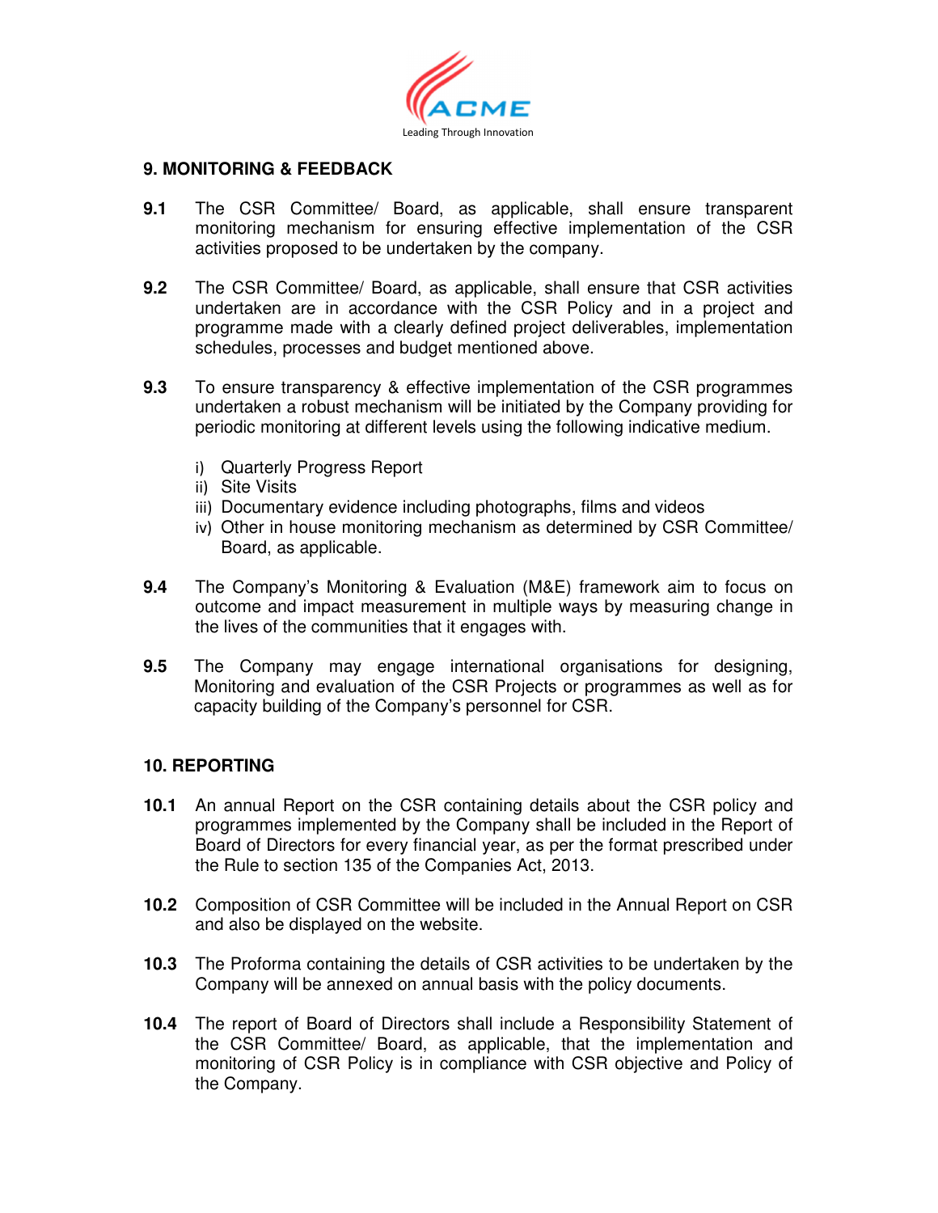## 9. MONITORING & FEEDBACK

**9.1** The CSR Committee/ Board, as applicable, shall ensure transparent monitoring mechanism for ensuring effective implementation of the CSR activities proposed to be undertaken by the company.

**9.2** The CSR Committee/ Board, as applicable, shall ensure that CSR activities undertaken are in accordance with the CSR Policy and in a project and programme made with a clearly defined project deliverables, implementation schedules, processes and budget mentioned above.

**9.3** To ensure transparency & effective implementation of the CSR programmes undertaken a robust mechanism will be initiated by the Company providing for periodic monitoring at different levels using the following indicative medium.

i) Quarterly Progress Report
ii) Site Visits
iii) Documentary evidence including photographs, films and videos
iv) Other in house monitoring mechanism as determined by CSR Committee/ Board, as applicable.

**9.4** The Company's Monitoring & Evaluation (M&E) framework aim to focus on outcome and impact measurement in multiple ways by measuring change in the lives of the communities that it engages with.

**9.5** The Company may engage international organisations for designing, Monitoring and evaluation of the CSR Projects or programmes as well as for capacity building of the Company's personnel for CSR.

## 10. REPORTING

**10.1** An annual Report on the CSR containing details about the CSR policy and programmes implemented by the Company shall be included in the Report of Board of Directors for every financial year, as per the format prescribed under the Rule to section 135 of the Companies Act, 2013.

**10.2** Composition of CSR Committee will be included in the Annual Report on CSR and also be displayed on the website.

**10.3** The Proforma containing the details of CSR activities to be undertaken by the Company will be annexed on annual basis with the policy documents.

**10.4** The report of Board of Directors shall include a Responsibility Statement of the CSR Committee/ Board, as applicable, that the implementation and monitoring of CSR Policy is in compliance with CSR objective and Policy of the Company.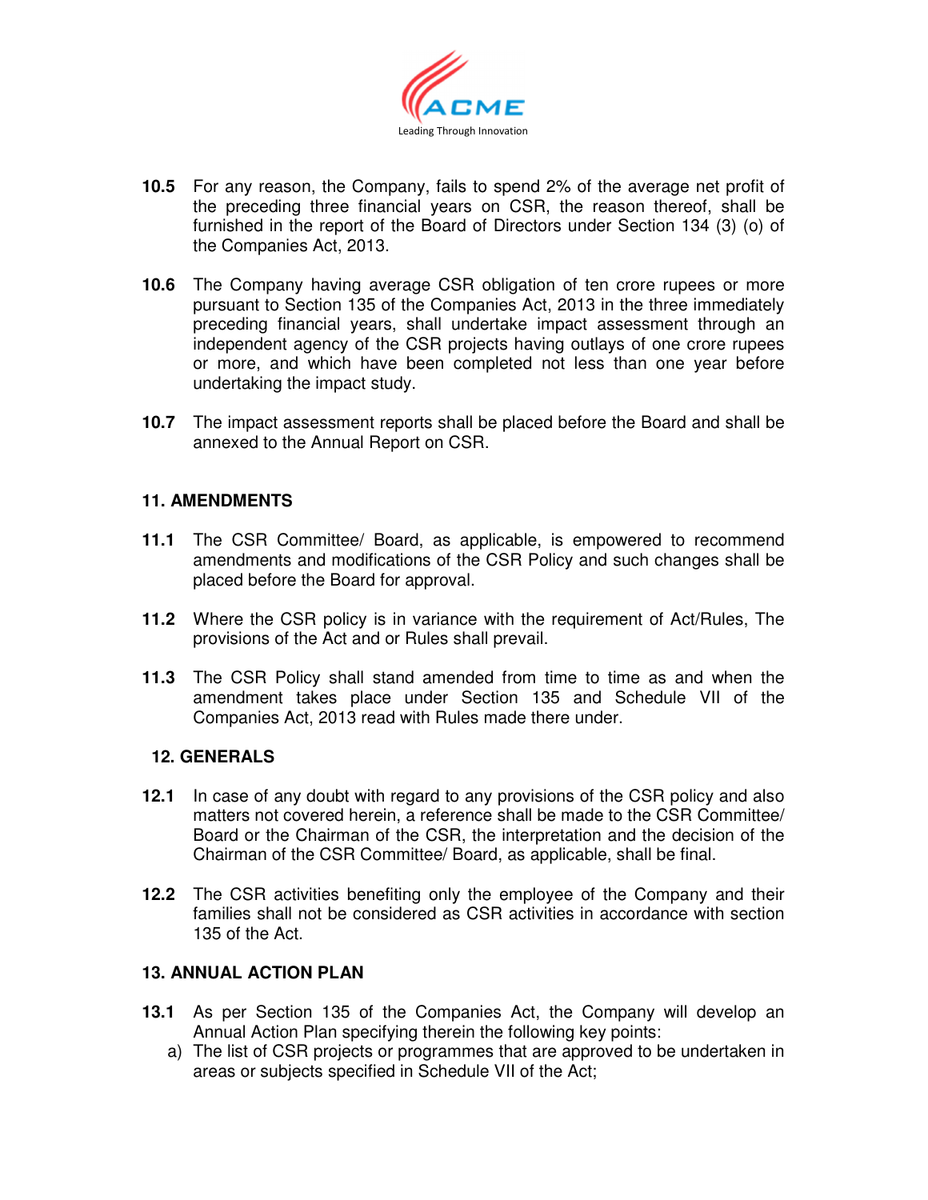**10.5** For any reason, the Company, fails to spend 2% of the average net profit of the preceding three financial years on CSR, the reason thereof, shall be furnished in the report of the Board of Directors under Section 134 (3) (o) of the Companies Act, 2013.

**10.6** The Company having average CSR obligation of ten crore rupees or more pursuant to Section 135 of the Companies Act, 2013 in the three immediately preceding financial years, shall undertake impact assessment through an independent agency of the CSR projects having outlays of one crore rupees or more, and which have been completed not less than one year before undertaking the impact study.

**10.7** The impact assessment reports shall be placed before the Board and shall be annexed to the Annual Report on CSR.

## 11. AMENDMENTS

**11.1** The CSR Committee/ Board, as applicable, is empowered to recommend amendments and modifications of the CSR Policy and such changes shall be placed before the Board for approval.

**11.2** Where the CSR policy is in variance with the requirement of Act/Rules, The provisions of the Act and or Rules shall prevail.

**11.3** The CSR Policy shall stand amended from time to time as and when the amendment takes place under Section 135 and Schedule VII of the Companies Act, 2013 read with Rules made there under.

## 12. GENERALS

**12.1** In case of any doubt with regard to any provisions of the CSR policy and also matters not covered herein, a reference shall be made to the CSR Committee/ Board or the Chairman of the CSR, the interpretation and the decision of the Chairman of the CSR Committee/ Board, as applicable, shall be final.

**12.2** The CSR activities benefiting only the employee of the Company and their families shall not be considered as CSR activities in accordance with section 135 of the Act.

## 13. ANNUAL ACTION PLAN

**13.1** As per Section 135 of the Companies Act, the Company will develop an Annual Action Plan specifying therein the following key points:

a) The list of CSR projects or programmes that are approved to be undertaken in areas or subjects specified in Schedule VII of the Act;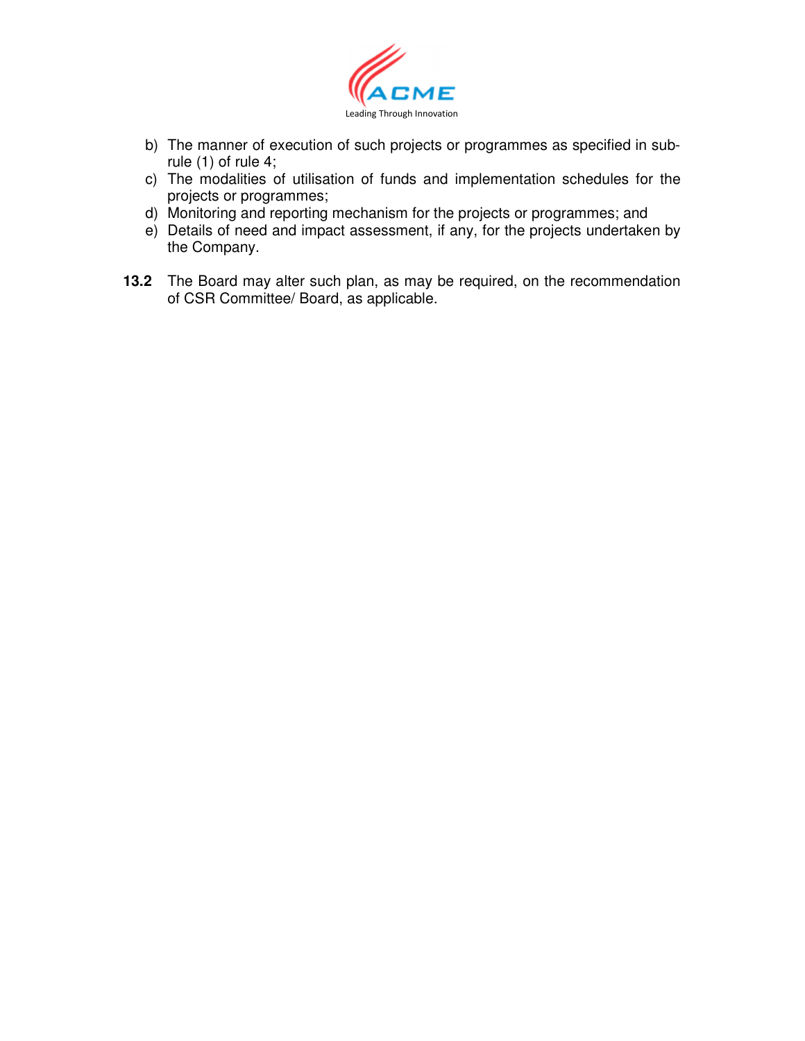b) The manner of execution of such projects or programmes as specified in sub-rule (1) of rule 4;
c) The modalities of utilisation of funds and implementation schedules for the projects or programmes;
d) Monitoring and reporting mechanism for the projects or programmes; and
e) Details of need and impact assessment, if any, for the projects undertaken by the Company.

**13.2** The Board may alter such plan, as may be required, on the recommendation of CSR Committee/ Board, as applicable.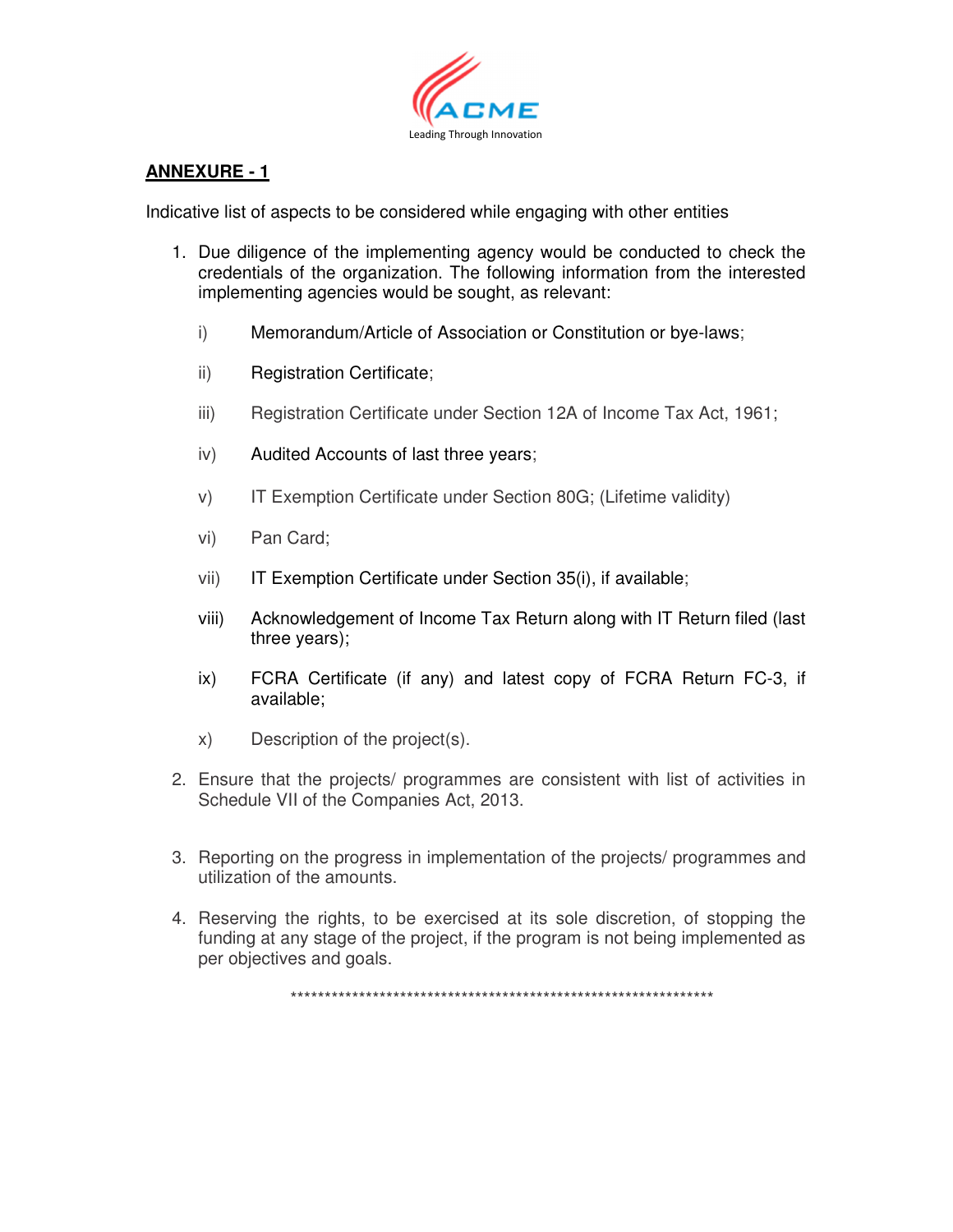ACME

Leading Through Innovation

## ANNEXURE - 1

Indicative list of aspects to be considered while engaging with other entities

1. Due diligence of the implementing agency would be conducted to check the credentials of the organization. The following information from the interested implementing agencies would be sought, as relevant:

   i) Memorandum/Article of Association or Constitution or bye-laws;

   ii) Registration Certificate;

   iii) Registration Certificate under Section 12A of Income Tax Act, 1961;

   iv) Audited Accounts of last three years;

   v) IT Exemption Certificate under Section 80G; (Lifetime validity)

   vi) Pan Card;

   vii) IT Exemption Certificate under Section 35(i), if available;

   viii) Acknowledgement of Income Tax Return along with IT Return filed (last three years);

   ix) FCRA Certificate (if any) and latest copy of FCRA Return FC-3, if available;

   x) Description of the project(s).

2. Ensure that the projects/ programmes are consistent with list of activities in Schedule VII of the Companies Act, 2013.

3. Reporting on the progress in implementation of the projects/ programmes and utilization of the amounts.

4. Reserving the rights, to be exercised at its sole discretion, of stopping the funding at any stage of the project, if the program is not being implemented as per objectives and goals.

*****************************************************************